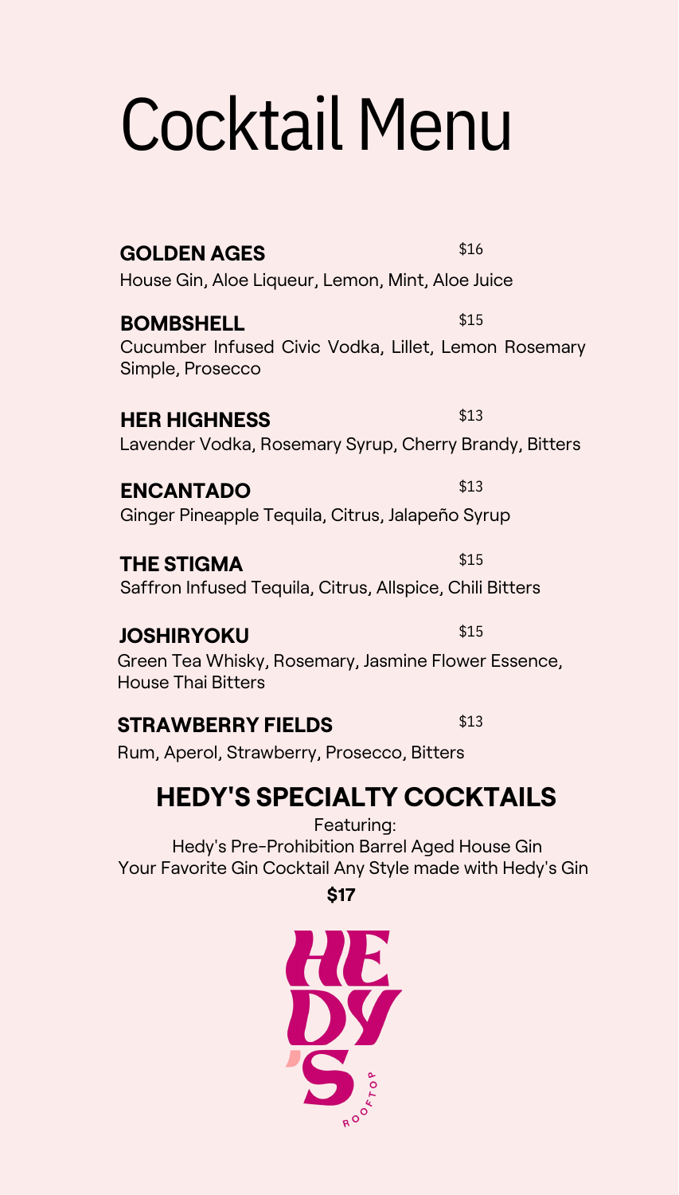# Cocktail Menu

**GOLDEN AGES** $16
House Gin, Aloe Liqueur, Lemon, Mint, Aloe Juice

**BOMBSHELL** $15
Cucumber Infused Civic Vodka, Lillet, Lemon Rosemary Simple, Prosecco

**HER HIGHNESS** $13
Lavender Vodka, Rosemary Syrup, Cherry Brandy, Bitters

**ENCANTADO** $13
Ginger Pineapple Tequila, Citrus, Jalapeño Syrup

**THE STIGMA** $15
Saffron Infused Tequila, Citrus, Allspice, Chili Bitters

**JOSHIRYOKU** $15
Green Tea Whisky, Rosemary, Jasmine Flower Essence, House Thai Bitters

**STRAWBERRY FIELDS** $13
Rum, Aperol, Strawberry, Prosecco, Bitters

## HEDY'S SPECIALTY COCKTAILS

Featuring:
Hedy's Pre-Prohibition Barrel Aged House Gin
Your Favorite Gin Cocktail Any Style made with Hedy's Gin

**$17**

HEDY'S ROOFTOP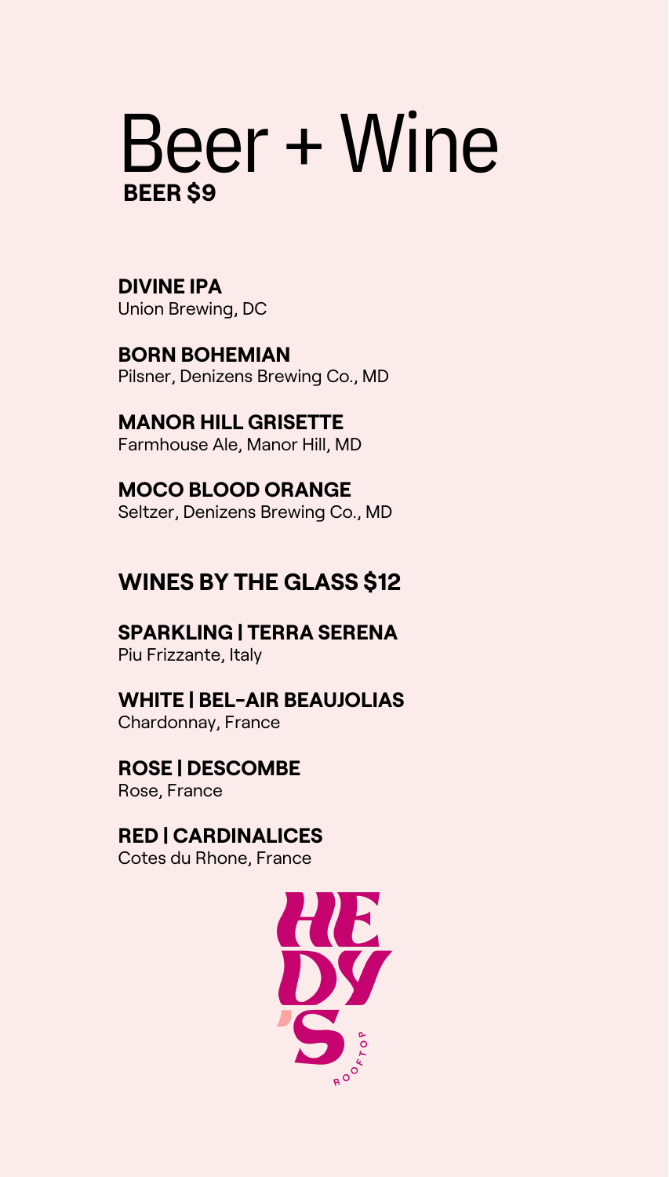# Beer + Wine

## BEER $9

**DIVINE IPA**
Union Brewing, DC

**BORN BOHEMIAN**
Pilsner, Denizens Brewing Co., MD

**MANOR HILL GRISETTE**
Farmhouse Ale, Manor Hill, MD

**MOCO BLOOD ORANGE**
Seltzer, Denizens Brewing Co., MD

## WINES BY THE GLASS $12

**SPARKLING | TERRA SERENA**
Piu Frizzante, Italy

**WHITE | BEL-AIR BEAUJOLIAS**
Chardonnay, France

**ROSE | DESCOMBE**
Rose, France

**RED | CARDINALICES**
Cotes du Rhone, France

HEDY'S ROOFTOP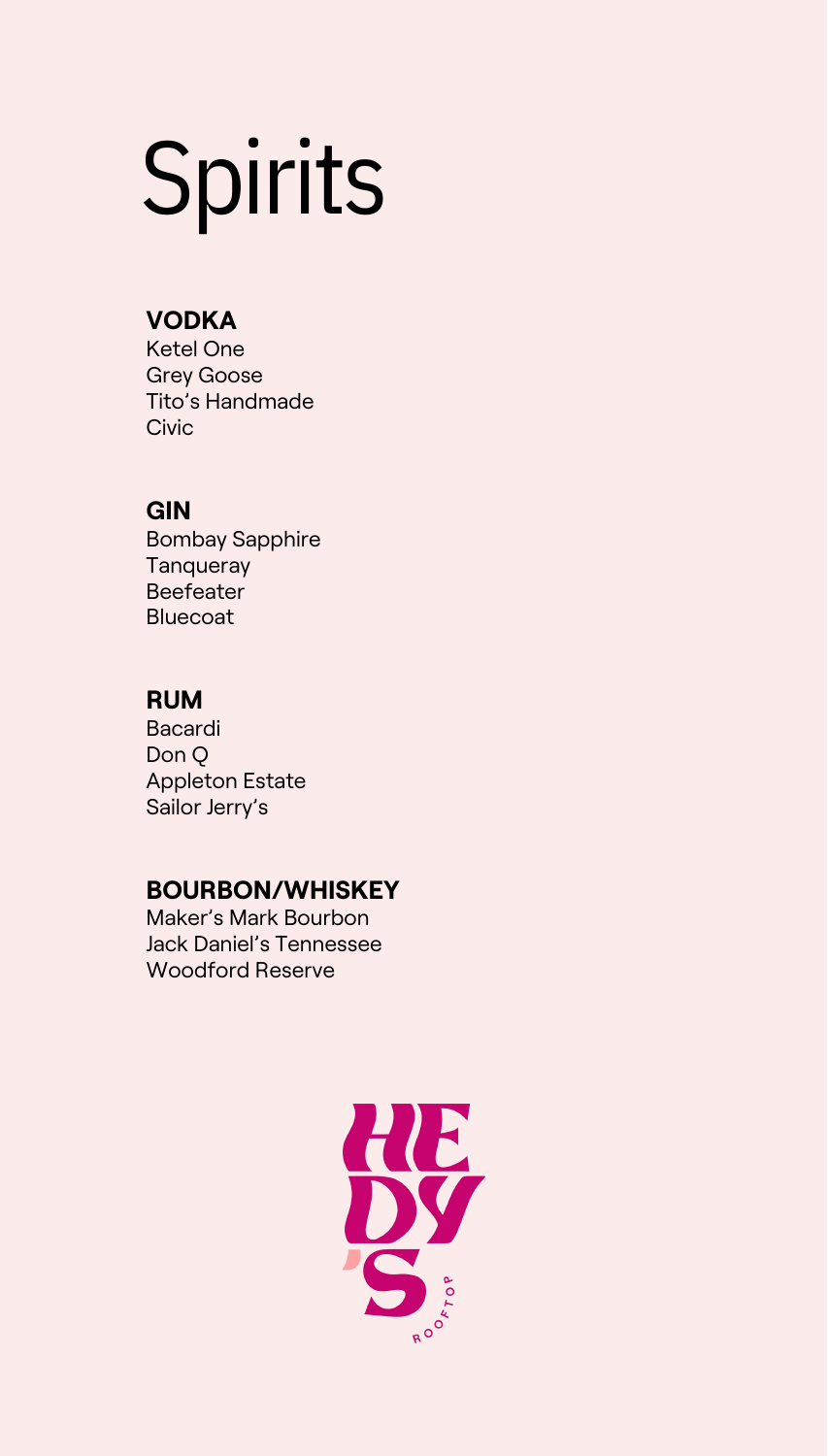# Spirits

## VODKA

Ketel One
Grey Goose
Tito's Handmade
Civic

## GIN

Bombay Sapphire
Tanqueray
Beefeater
Bluecoat

## RUM

Bacardi
Don Q
Appleton Estate
Sailor Jerry's

## BOURBON/WHISKEY

Maker's Mark Bourbon
Jack Daniel's Tennessee
Woodford Reserve

HEDY'S ROOFTOP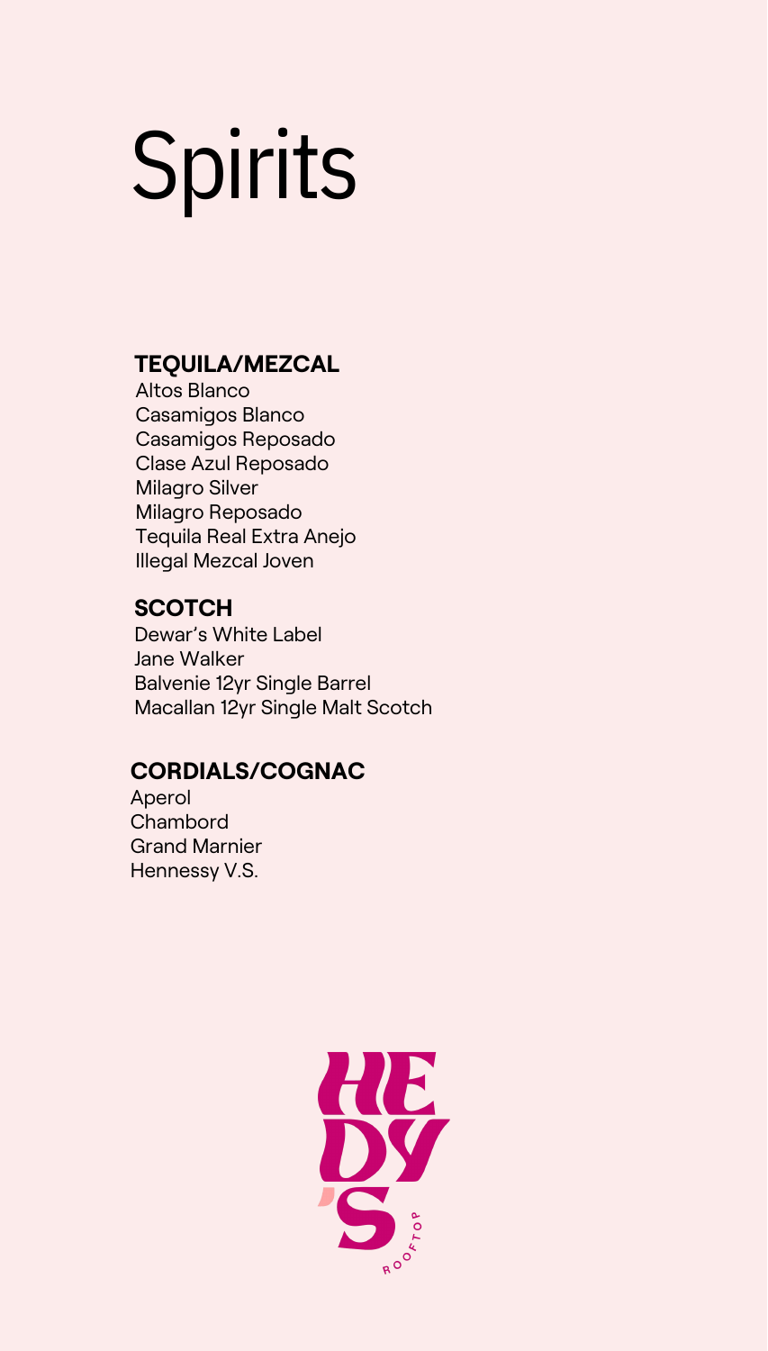# Spirits

## TEQUILA/MEZCAL

Altos Blanco
Casamigos Blanco
Casamigos Reposado
Clase Azul Reposado
Milagro Silver
Milagro Reposado
Tequila Real Extra Anejo
Illegal Mezcal Joven

## SCOTCH

Dewar's White Label
Jane Walker
Balvenie 12yr Single Barrel
Macallan 12yr Single Malt Scotch

## CORDIALS/COGNAC

Aperol
Chambord
Grand Marnier
Hennessy V.S.

HEDY'S ROOFTOP